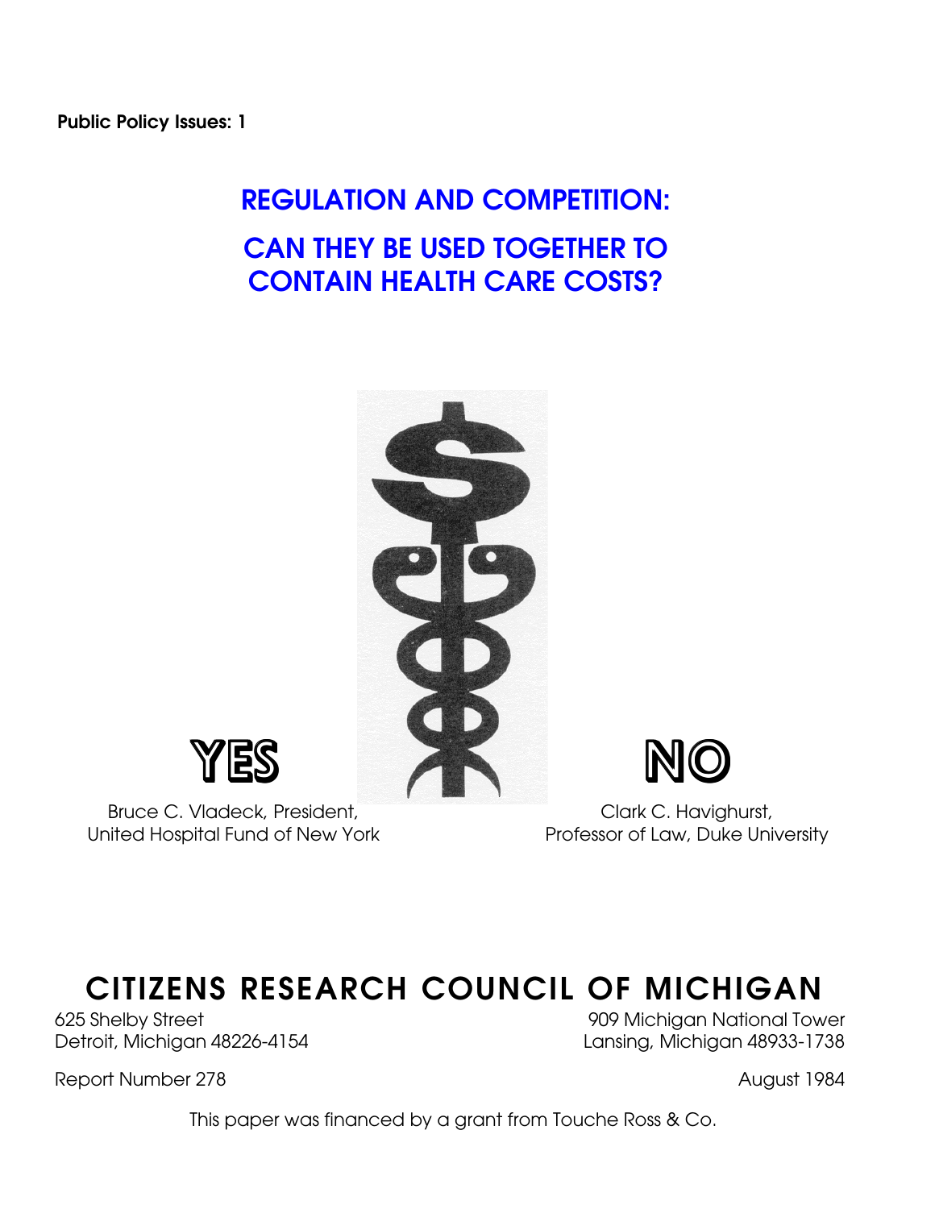**Public Policy Issues: 1**

# REGULATION AND COMPETITION:

# CAN THEY BE USED TOGETHER TO CONTAIN HEALTH CARE COSTS?

**YES**

Bruce C. Vladeck, President,
United Hospital Fund of New York

**NO**

Clark C. Havighurst,
Professor of Law, Duke University

## CITIZENS RESEARCH COUNCIL OF MICHIGAN

625 Shelby Street
Detroit, Michigan 48226-4154

909 Michigan National Tower
Lansing, Michigan 48933-1738

Report Number 278

August 1984

This paper was financed by a grant from Touche Ross & Co.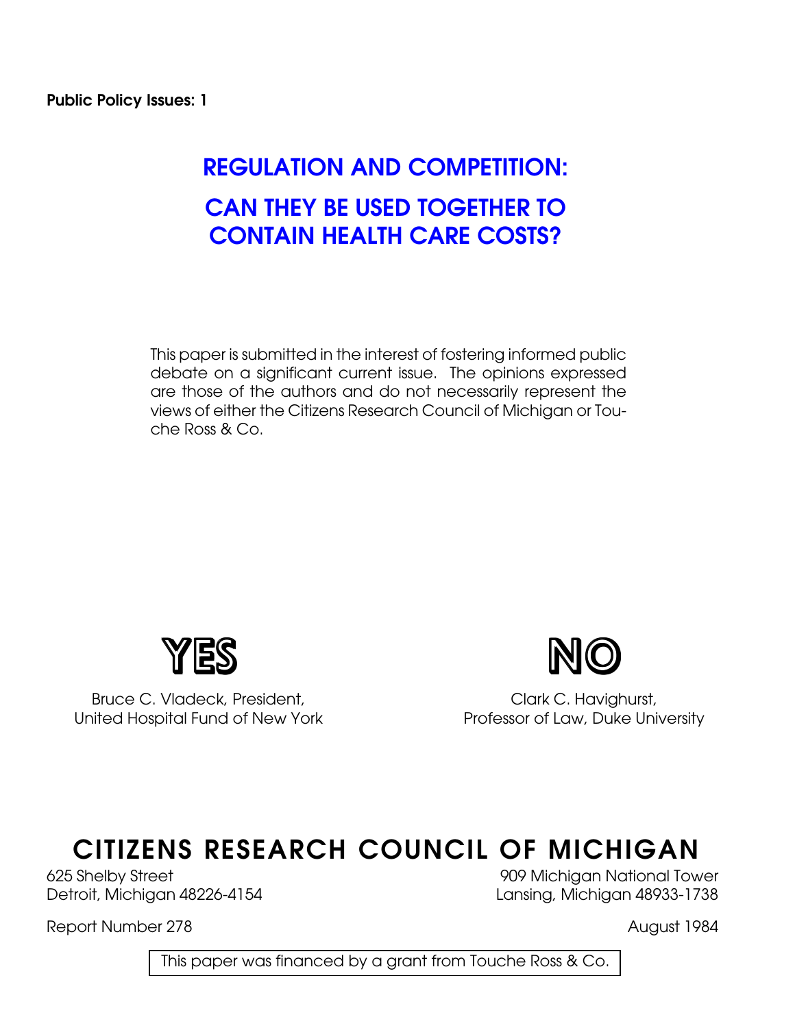**Public Policy Issues: 1**

# REGULATION AND COMPETITION:

# CAN THEY BE USED TOGETHER TO CONTAIN HEALTH CARE COSTS?

This paper is submitted in the interest of fostering informed public debate on a significant current issue. The opinions expressed are those of the authors and do not necessarily represent the views of either the Citizens Research Council of Michigan or Touche Ross & Co.

**YES**

Bruce C. Vladeck, President,
United Hospital Fund of New York

**NO**

Clark C. Havighurst,
Professor of Law, Duke University

## CITIZENS RESEARCH COUNCIL OF MICHIGAN

625 Shelby Street
Detroit, Michigan 48226-4154

909 Michigan National Tower
Lansing, Michigan 48933-1738

Report Number 278

August 1984

This paper was financed by a grant from Touche Ross & Co.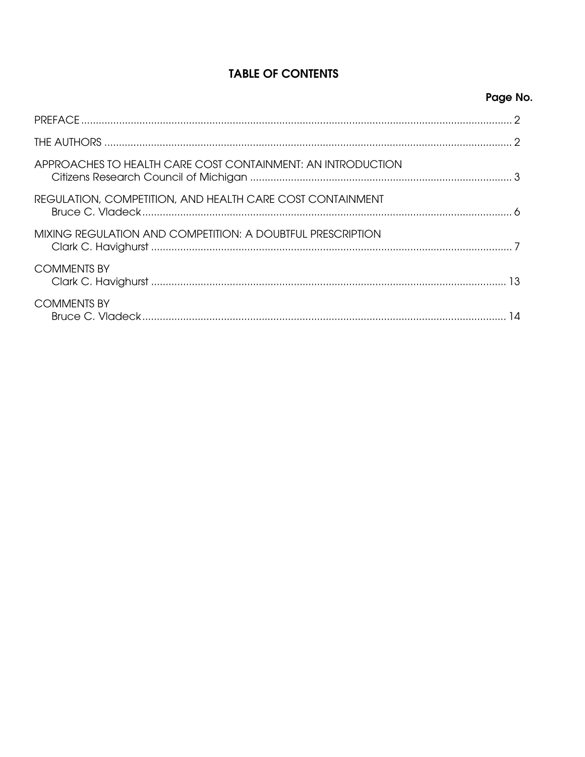## TABLE OF CONTENTS

| | Page No. |
|---|---|
| PREFACE | 2 |
| THE AUTHORS | 2 |
| APPROACHES TO HEALTH CARE COST CONTAINMENT: AN INTRODUCTION<br>Citizens Research Council of Michigan | 3 |
| REGULATION, COMPETITION, AND HEALTH CARE COST CONTAINMENT<br>Bruce C. Vladeck | 6 |
| MIXING REGULATION AND COMPETITION: A DOUBTFUL PRESCRIPTION<br>Clark C. Havighurst | 7 |
| COMMENTS BY<br>Clark C. Havighurst | 13 |
| COMMENTS BY<br>Bruce C. Vladeck | 14 |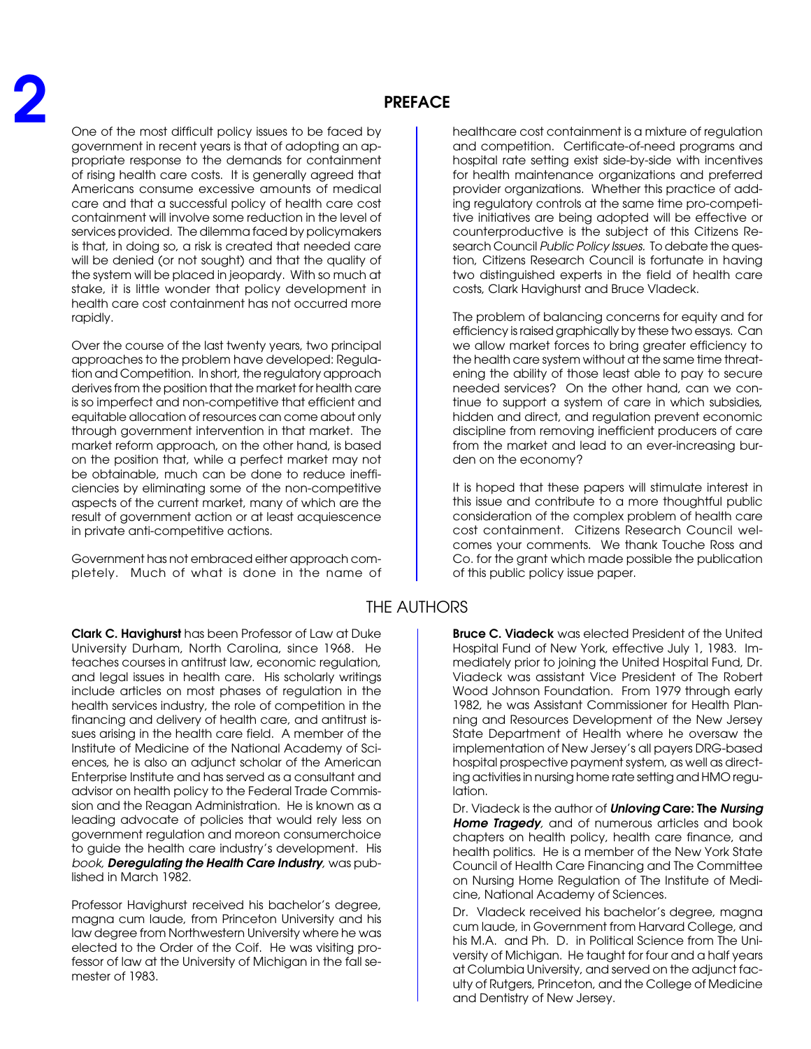## PREFACE

One of the most difficult policy issues to be faced by government in recent years is that of adopting an appropriate response to the demands for containment of rising health care costs. It is generally agreed that Americans consume excessive amounts of medical care and that a successful policy of health care cost containment will involve some reduction in the level of services provided. The dilemma faced by policymakers is that, in doing so, a risk is created that needed care will be denied (or not sought) and that the quality of the system will be placed in jeopardy. With so much at stake, it is little wonder that policy development in health care cost containment has not occurred more rapidly.

Over the course of the last twenty years, two principal approaches to the problem have developed: Regulation and Competition. In short, the regulatory approach derives from the position that the market for health care is so imperfect and non-competitive that efficient and equitable allocation of resources can come about only through government intervention in that market. The market reform approach, on the other hand, is based on the position that, while a perfect market may not be obtainable, much can be done to reduce inefficiencies by eliminating some of the non-competitive aspects of the current market, many of which are the result of government action or at least acquiescence in private anti-competitive actions.

Government has not embraced either approach completely. Much of what is done in the name of healthcare cost containment is a mixture of regulation and competition. Certificate-of-need programs and hospital rate setting exist side-by-side with incentives for health maintenance organizations and preferred provider organizations. Whether this practice of adding regulatory controls at the same time pro-competitive initiatives are being adopted will be effective or counterproductive is the subject of this Citizens Research Council *Public Policy Issues.* To debate the question, Citizens Research Council is fortunate in having two distinguished experts in the field of health care costs, Clark Havighurst and Bruce Vladeck.

The problem of balancing concerns for equity and for efficiency is raised graphically by these two essays. Can we allow market forces to bring greater efficiency to the health care system without at the same time threatening the ability of those least able to pay to secure needed services? On the other hand, can we continue to support a system of care in which subsidies, hidden and direct, and regulation prevent economic discipline from removing inefficient producers of care from the market and lead to an ever-increasing burden on the economy?

It is hoped that these papers will stimulate interest in this issue and contribute to a more thoughtful public consideration of the complex problem of health care cost containment. Citizens Research Council welcomes your comments. We thank Touche Ross and Co. for the grant which made possible the publication of this public policy issue paper.

## THE AUTHORS

**Clark C. Havighurst** has been Professor of Law at Duke University Durham, North Carolina, since 1968. He teaches courses in antitrust law, economic regulation, and legal issues in health care. His scholarly writings include articles on most phases of regulation in the health services industry, the role of competition in the financing and delivery of health care, and antitrust issues arising in the health care field. A member of the Institute of Medicine of the National Academy of Sciences, he is also an adjunct scholar of the American Enterprise Institute and has served as a consultant and advisor on health policy to the Federal Trade Commission and the Reagan Administration. He is known as a leading advocate of policies that would rely less on government regulation and moreon consumerchoice to guide the health care industry's development. His *book, **Deregulating the Health Care Industry**,* was published in March 1982.

Professor Havighurst received his bachelor's degree, magna cum laude, from Princeton University and his law degree from Northwestern University where he was elected to the Order of the Coif. He was visiting professor of law at the University of Michigan in the fall semester of 1983.

**Bruce C. Viadeck** was elected President of the United Hospital Fund of New York, effective July 1, 1983. Immediately prior to joining the United Hospital Fund, Dr. Viadeck was assistant Vice President of The Robert Wood Johnson Foundation. From 1979 through early 1982, he was Assistant Commissioner for Health Planning and Resources Development of the New Jersey State Department of Health where he oversaw the implementation of New Jersey's all payers DRG-based hospital prospective payment system, as well as directing activities in nursing home rate setting and HMO regulation.

Dr. Viadeck is the author of ***Unloving* Care: The *Nursing Home Tragedy*,** and of numerous articles and book chapters on health policy, health care finance, and health politics. He is a member of the New York State Council of Health Care Financing and The Committee on Nursing Home Regulation of The Institute of Medicine, National Academy of Sciences.

Dr. Vladeck received his bachelor's degree, magna cum laude, in Government from Harvard College, and his M.A. and Ph. D. in Political Science from The University of Michigan. He taught for four and a half years at Columbia University, and served on the adjunct faculty of Rutgers, Princeton, and the College of Medicine and Dentistry of New Jersey.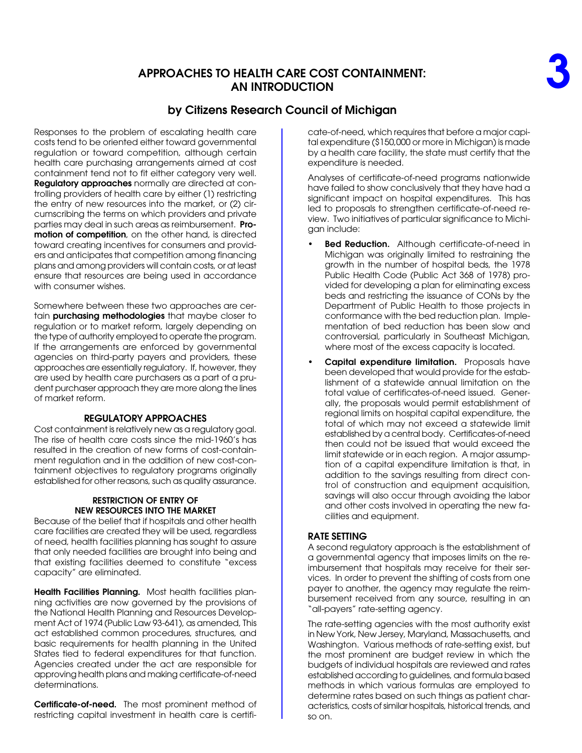# APPROACHES TO HEALTH CARE COST CONTAINMENT: AN INTRODUCTION

## by Citizens Research Council of Michigan

Responses to the problem of escalating health care costs tend to be oriented either toward governmental regulation or toward competition, although certain health care purchasing arrangements aimed at cost containment tend not to fit either category very well. **Regulatory approaches** normally are directed at controlling providers of health care by either (1) restricting the entry of new resources into the market, or (2) circumscribing the terms on which providers and private parties may deal in such areas as reimbursement. **Promotion of competition**, on the other hand, is directed toward creating incentives for consumers and providers and anticipates that competition among financing plans and among providers will contain costs, or at least ensure that resources are being used in accordance with consumer wishes.

Somewhere between these two approaches are certain **purchasing methodologies** that maybe closer to regulation or to market reform, largely depending on the type of authority employed to operate the program. If the arrangements are enforced by governmental agencies on third-party payers and providers, these approaches are essentially regulatory. If, however, they are used by health care purchasers as a part of a prudent purchaser approach they are more along the lines of market reform.

### REGULATORY APPROACHES

Cost containment is relatively new as a regulatory goal. The rise of health care costs since the mid-1960's has resulted in the creation of new forms of cost-containment regulation and in the addition of new cost-containment objectives to regulatory programs originally established for other reasons, such as quality assurance.

#### RESTRICTION OF ENTRY OF NEW RESOURCES INTO THE MARKET

Because of the belief that if hospitals and other health care facilities are created they will be used, regardless of need, health facilities planning has sought to assure that only needed facilities are brought into being and that existing facilities deemed to constitute "excess capacity" are eliminated.

**Health Facilities Planning.** Most health facilities planning activities are now governed by the provisions of the National Health Planning and Resources Development Act of 1974 (Public Law 93-641), as amended, This act established common procedures, structures, and basic requirements for health planning in the United States tied to federal expenditures for that function. Agencies created under the act are responsible for approving health plans and making certificate-of-need determinations.

**Certificate-of-need.** The most prominent method of restricting capital investment in health care is certificate-of-need, which requires that before a major capital expenditure ($150,000 or more in Michigan) is made by a health care facility, the state must certify that the expenditure is needed.

Analyses of certificate-of-need programs nationwide have failed to show conclusively that they have had a significant impact on hospital expenditures. This has led to proposals to strengthen certificate-of-need review. Two initiatives of particular significance to Michigan include:

- **Bed Reduction.** Although certificate-of-need in Michigan was originally limited to restraining the growth in the number of hospital beds, the 1978 Public Health Code (Public Act 368 of 1978) provided for developing a plan for eliminating excess beds and restricting the issuance of CONs by the Department of Public Health to those projects in conformance with the bed reduction plan. Implementation of bed reduction has been slow and controversial, particularly in Southeast Michigan, where most of the excess capacity is located.
- **Capital expenditure limitation.** Proposals have been developed that would provide for the establishment of a statewide annual limitation on the total value of certificates-of-need issued. Generally, the proposals would permit establishment of regional limits on hospital capital expenditure, the total of which may not exceed a statewide limit established by a central body. Certificates-of-need then could not be issued that would exceed the limit statewide or in each region. A major assumption of a capital expenditure limitation is that, in addition to the savings resulting from direct control of construction and equipment acquisition, savings will also occur through avoiding the labor and other costs involved in operating the new facilities and equipment.

### RATE SETTING

A second regulatory approach is the establishment of a governmental agency that imposes limits on the reimbursement that hospitals may receive for their services. In order to prevent the shifting of costs from one payer to another, the agency may regulate the reimbursement received from any source, resulting in an "all-payers" rate-setting agency.

The rate-setting agencies with the most authority exist in New York, New Jersey, Maryland, Massachusetts, and Washington. Various methods of rate-setting exist, but the most prominent are budget review in which the budgets of individual hospitals are reviewed and rates established according to guidelines, and formula based methods in which various formulas are employed to determine rates based on such things as patient characteristics, costs of similar hospitals, historical trends, and so on.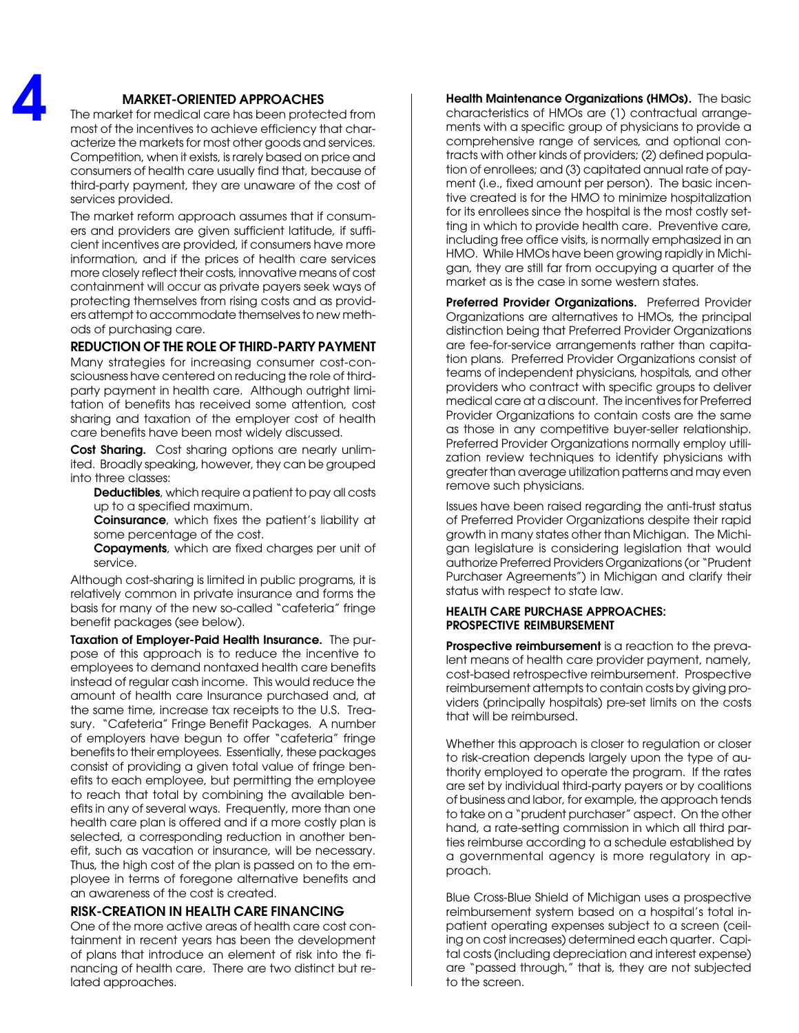## MARKET-ORIENTED APPROACHES

The market for medical care has been protected from most of the incentives to achieve efficiency that characterize the markets for most other goods and services. Competition, when it exists, is rarely based on price and consumers of health care usually find that, because of third-party payment, they are unaware of the cost of services provided.

The market reform approach assumes that if consumers and providers are given sufficient latitude, if sufficient incentives are provided, if consumers have more information, and if the prices of health care services more closely reflect their costs, innovative means of cost containment will occur as private payers seek ways of protecting themselves from rising costs and as providers attempt to accommodate themselves to new methods of purchasing care.

### REDUCTION OF THE ROLE OF THIRD-PARTY PAYMENT

Many strategies for increasing consumer cost-consciousness have centered on reducing the role of third-party payment in health care. Although outright limitation of benefits has received some attention, cost sharing and taxation of the employer cost of health care benefits have been most widely discussed.

**Cost Sharing.** Cost sharing options are nearly unlimited. Broadly speaking, however, they can be grouped into three classes:

- **Deductibles**, which require a patient to pay all costs up to a specified maximum.
- **Coinsurance**, which fixes the patient's liability at some percentage of the cost.
- **Copayments**, which are fixed charges per unit of service.

Although cost-sharing is limited in public programs, it is relatively common in private insurance and forms the basis for many of the new so-called "cafeteria" fringe benefit packages (see below).

**Taxation of Employer-Paid Health Insurance.** The purpose of this approach is to reduce the incentive to employees to demand nontaxed health care benefits instead of regular cash income. This would reduce the amount of health care Insurance purchased and, at the same time, increase tax receipts to the U.S. Treasury. "Cafeteria" Fringe Benefit Packages. A number of employers have begun to offer "cafeteria" fringe benefits to their employees. Essentially, these packages consist of providing a given total value of fringe benefits to each employee, but permitting the employee to reach that total by combining the available benefits in any of several ways. Frequently, more than one health care plan is offered and if a more costly plan is selected, a corresponding reduction in another benefit, such as vacation or insurance, will be necessary. Thus, the high cost of the plan is passed on to the employee in terms of foregone alternative benefits and an awareness of the cost is created.

### RISK-CREATION IN HEALTH CARE FINANCING

One of the more active areas of health care cost containment in recent years has been the development of plans that introduce an element of risk into the financing of health care. There are two distinct but related approaches.

**Health Maintenance Organizations (HMOs).** The basic characteristics of HMOs are (1) contractual arrangements with a specific group of physicians to provide a comprehensive range of services, and optional contracts with other kinds of providers; (2) defined population of enrollees; and (3) capitated annual rate of payment (i.e., fixed amount per person). The basic incentive created is for the HMO to minimize hospitalization for its enrollees since the hospital is the most costly setting in which to provide health care. Preventive care, including free office visits, is normally emphasized in an HMO. While HMOs have been growing rapidly in Michigan, they are still far from occupying a quarter of the market as is the case in some western states.

**Preferred Provider Organizations.** Preferred Provider Organizations are alternatives to HMOs, the principal distinction being that Preferred Provider Organizations are fee-for-service arrangements rather than capitation plans. Preferred Provider Organizations consist of teams of independent physicians, hospitals, and other providers who contract with specific groups to deliver medical care at a discount. The incentives for Preferred Provider Organizations to contain costs are the same as those in any competitive buyer-seller relationship. Preferred Provider Organizations normally employ utilization review techniques to identify physicians with greater than average utilization patterns and may even remove such physicians.

Issues have been raised regarding the anti-trust status of Preferred Provider Organizations despite their rapid growth in many states other than Michigan. The Michigan legislature is considering legislation that would authorize Preferred Providers Organizations (or "Prudent Purchaser Agreements") in Michigan and clarify their status with respect to state law.

### HEALTH CARE PURCHASE APPROACHES: PROSPECTIVE REIMBURSEMENT

**Prospective reimbursement** is a reaction to the prevalent means of health care provider payment, namely, cost-based retrospective reimbursement. Prospective reimbursement attempts to contain costs by giving providers (principally hospitals) pre-set limits on the costs that will be reimbursed.

Whether this approach is closer to regulation or closer to risk-creation depends largely upon the type of authority employed to operate the program. If the rates are set by individual third-party payers or by coalitions of business and labor, for example, the approach tends to take on a "prudent purchaser" aspect. On the other hand, a rate-setting commission in which all third parties reimburse according to a schedule established by a governmental agency is more regulatory in approach.

Blue Cross-Blue Shield of Michigan uses a prospective reimbursement system based on a hospital's total inpatient operating expenses subject to a screen (ceiling on cost increases) determined each quarter. Capital costs (including depreciation and interest expense) are "passed through," that is, they are not subjected to the screen.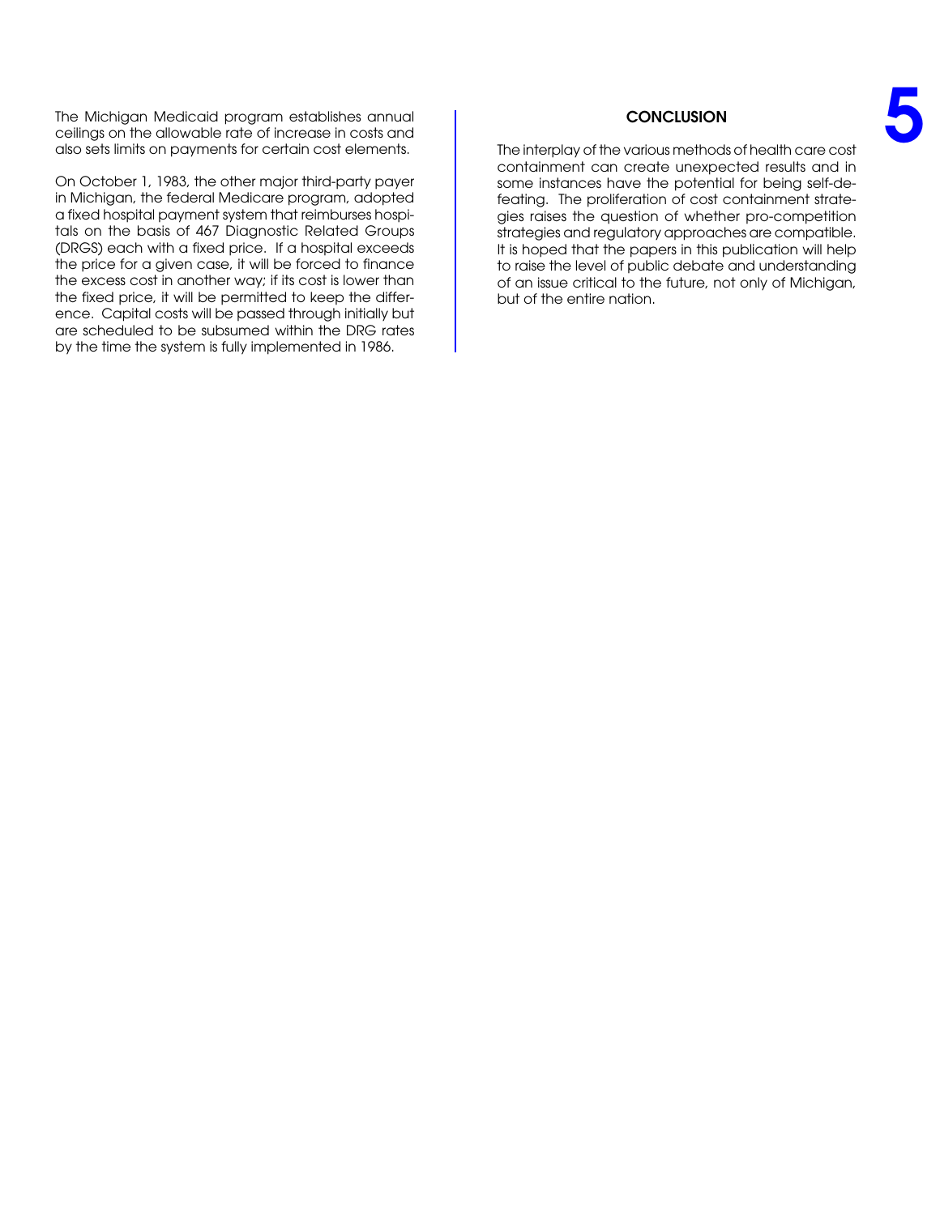The Michigan Medicaid program establishes annual ceilings on the allowable rate of increase in costs and also sets limits on payments for certain cost elements.

On October 1, 1983, the other major third-party payer in Michigan, the federal Medicare program, adopted a fixed hospital payment system that reimburses hospitals on the basis of 467 Diagnostic Related Groups (DRGS) each with a fixed price. If a hospital exceeds the price for a given case, it will be forced to finance the excess cost in another way; if its cost is lower than the fixed price, it will be permitted to keep the difference. Capital costs will be passed through initially but are scheduled to be subsumed within the DRG rates by the time the system is fully implemented in 1986.

## CONCLUSION

The interplay of the various methods of health care cost containment can create unexpected results and in some instances have the potential for being self-defeating. The proliferation of cost containment strategies raises the question of whether pro-competition strategies and regulatory approaches are compatible. It is hoped that the papers in this publication will help to raise the level of public debate and understanding of an issue critical to the future, not only of Michigan, but of the entire nation.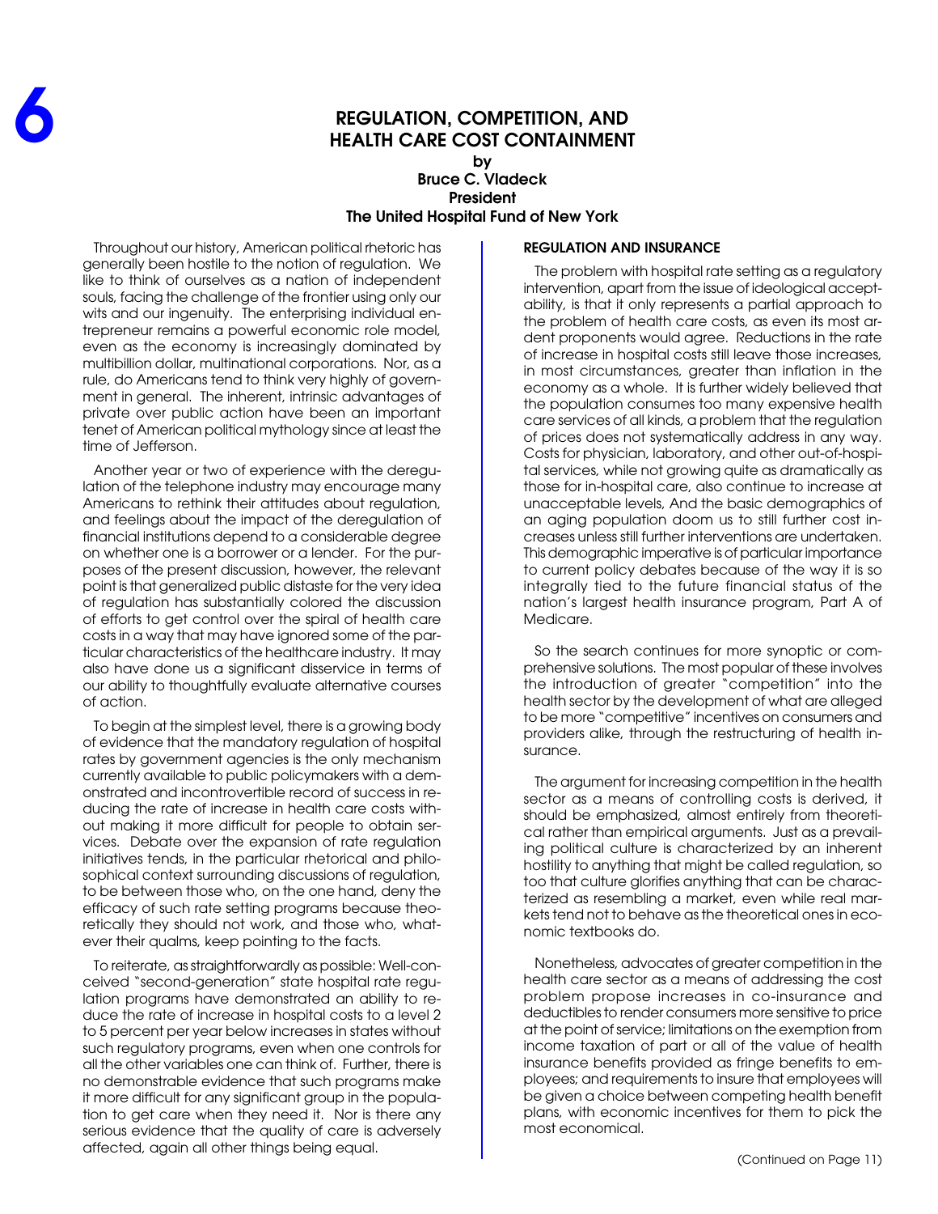# 6

## REGULATION, COMPETITION, AND HEALTH CARE COST CONTAINMENT

**by**
**Bruce C. Vladeck**
**President**
**The United Hospital Fund of New York**

Throughout our history, American political rhetoric has generally been hostile to the notion of regulation. We like to think of ourselves as a nation of independent souls, facing the challenge of the frontier using only our wits and our ingenuity. The enterprising individual entrepreneur remains a powerful economic role model, even as the economy is increasingly dominated by multibillion dollar, multinational corporations. Nor, as a rule, do Americans tend to think very highly of government in general. The inherent, intrinsic advantages of private over public action have been an important tenet of American political mythology since at least the time of Jefferson.

Another year or two of experience with the deregulation of the telephone industry may encourage many Americans to rethink their attitudes about regulation, and feelings about the impact of the deregulation of financial institutions depend to a considerable degree on whether one is a borrower or a lender. For the purposes of the present discussion, however, the relevant point is that generalized public distaste for the very idea of regulation has substantially colored the discussion of efforts to get control over the spiral of health care costs in a way that may have ignored some of the particular characteristics of the healthcare industry. It may also have done us a significant disservice in terms of our ability to thoughtfully evaluate alternative courses of action.

To begin at the simplest level, there is a growing body of evidence that the mandatory regulation of hospital rates by government agencies is the only mechanism currently available to public policymakers with a demonstrated and incontrovertible record of success in reducing the rate of increase in health care costs without making it more difficult for people to obtain services. Debate over the expansion of rate regulation initiatives tends, in the particular rhetorical and philosophical context surrounding discussions of regulation, to be between those who, on the one hand, deny the efficacy of such rate setting programs because theoretically they should not work, and those who, whatever their qualms, keep pointing to the facts.

To reiterate, as straightforwardly as possible: Well-conceived "second-generation" state hospital rate regulation programs have demonstrated an ability to reduce the rate of increase in hospital costs to a level 2 to 5 percent per year below increases in states without such regulatory programs, even when one controls for all the other variables one can think of. Further, there is no demonstrable evidence that such programs make it more difficult for any significant group in the population to get care when they need it. Nor is there any serious evidence that the quality of care is adversely affected, again all other things being equal.

### REGULATION AND INSURANCE

The problem with hospital rate setting as a regulatory intervention, apart from the issue of ideological acceptability, is that it only represents a partial approach to the problem of health care costs, as even its most ardent proponents would agree. Reductions in the rate of increase in hospital costs still leave those increases, in most circumstances, greater than inflation in the economy as a whole. It is further widely believed that the population consumes too many expensive health care services of all kinds, a problem that the regulation of prices does not systematically address in any way. Costs for physician, laboratory, and other out-of-hospital services, while not growing quite as dramatically as those for in-hospital care, also continue to increase at unacceptable levels, And the basic demographics of an aging population doom us to still further cost increases unless still further interventions are undertaken. This demographic imperative is of particular importance to current policy debates because of the way it is so integrally tied to the future financial status of the nation's largest health insurance program, Part A of Medicare.

So the search continues for more synoptic or comprehensive solutions. The most popular of these involves the introduction of greater "competition" into the health sector by the development of what are alleged to be more "competitive" incentives on consumers and providers alike, through the restructuring of health insurance.

The argument for increasing competition in the health sector as a means of controlling costs is derived, it should be emphasized, almost entirely from theoretical rather than empirical arguments. Just as a prevailing political culture is characterized by an inherent hostility to anything that might be called regulation, so too that culture glorifies anything that can be characterized as resembling a market, even while real markets tend not to behave as the theoretical ones in economic textbooks do.

Nonetheless, advocates of greater competition in the health care sector as a means of addressing the cost problem propose increases in co-insurance and deductibles to render consumers more sensitive to price at the point of service; limitations on the exemption from income taxation of part or all of the value of health insurance benefits provided as fringe benefits to employees; and requirements to insure that employees will be given a choice between competing health benefit plans, with economic incentives for them to pick the most economical.

(Continued on Page 11)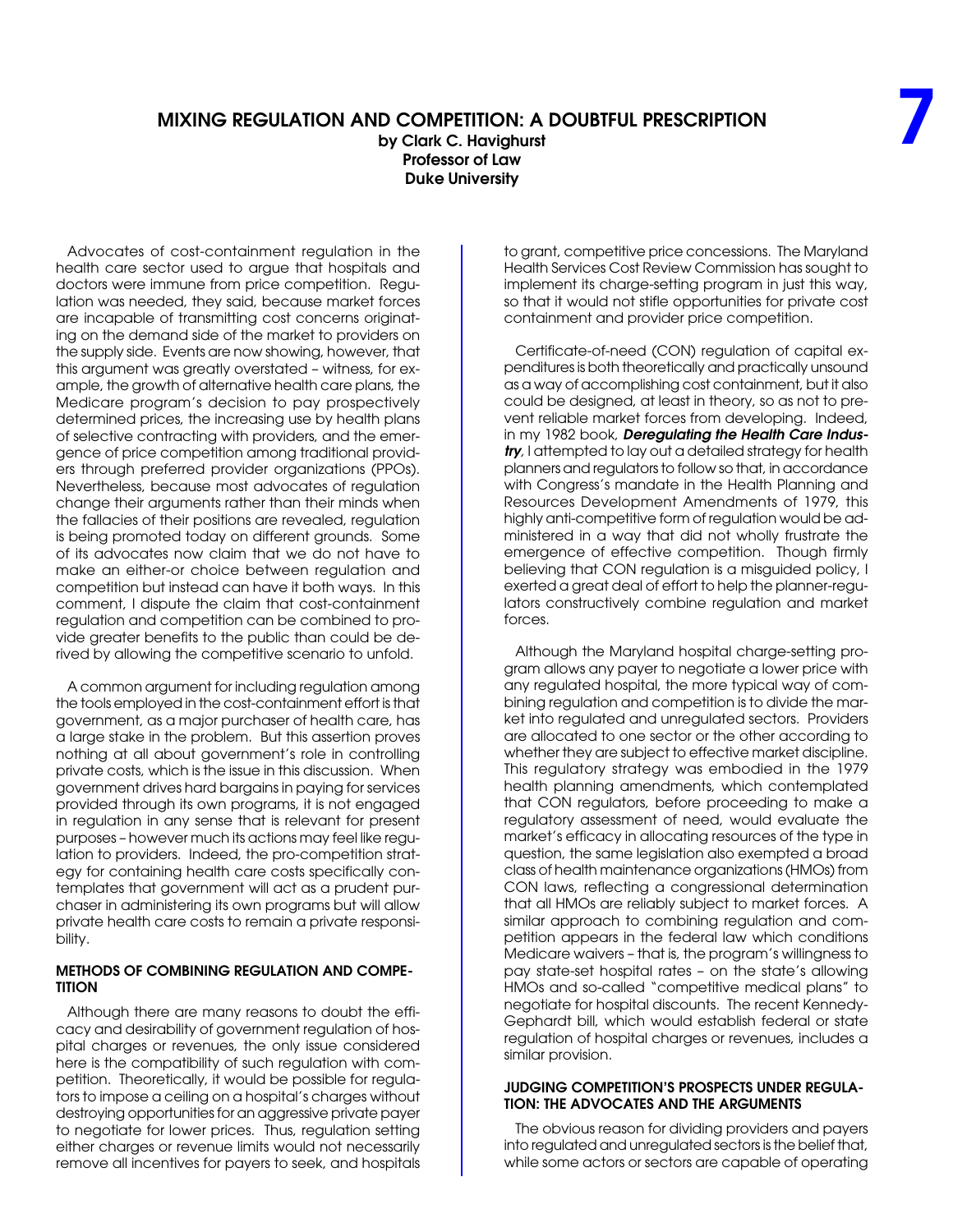## MIXING REGULATION AND COMPETITION: A DOUBTFUL PRESCRIPTION

**by Clark C. Havighurst**
**Professor of Law**
**Duke University**

Advocates of cost-containment regulation in the health care sector used to argue that hospitals and doctors were immune from price competition. Regulation was needed, they said, because market forces are incapable of transmitting cost concerns originating on the demand side of the market to providers on the supply side. Events are now showing, however, that this argument was greatly overstated – witness, for example, the growth of alternative health care plans, the Medicare program's decision to pay prospectively determined prices, the increasing use by health plans of selective contracting with providers, and the emergence of price competition among traditional providers through preferred provider organizations (PPOs). Nevertheless, because most advocates of regulation change their arguments rather than their minds when the fallacies of their positions are revealed, regulation is being promoted today on different grounds. Some of its advocates now claim that we do not have to make an either-or choice between regulation and competition but instead can have it both ways. In this comment, I dispute the claim that cost-containment regulation and competition can be combined to provide greater benefits to the public than could be derived by allowing the competitive scenario to unfold.

A common argument for including regulation among the tools employed in the cost-containment effort is that government, as a major purchaser of health care, has a large stake in the problem. But this assertion proves nothing at all about government's role in controlling private costs, which is the issue in this discussion. When government drives hard bargains in paying for services provided through its own programs, it is not engaged in regulation in any sense that is relevant for present purposes – however much its actions may feel like regulation to providers. Indeed, the pro-competition strategy for containing health care costs specifically contemplates that government will act as a prudent purchaser in administering its own programs but will allow private health care costs to remain a private responsibility.

### METHODS OF COMBINING REGULATION AND COMPETITION

Although there are many reasons to doubt the efficacy and desirability of government regulation of hospital charges or revenues, the only issue considered here is the compatibility of such regulation with competition. Theoretically, it would be possible for regulators to impose a ceiling on a hospital's charges without destroying opportunities for an aggressive private payer to negotiate for lower prices. Thus, regulation setting either charges or revenue limits would not necessarily remove all incentives for payers to seek, and hospitals to grant, competitive price concessions. The Maryland Health Services Cost Review Commission has sought to implement its charge-setting program in just this way, so that it would not stifle opportunities for private cost containment and provider price competition.

Certificate-of-need (CON) regulation of capital expenditures is both theoretically and practically unsound as a way of accomplishing cost containment, but it also could be designed, at least in theory, so as not to prevent reliable market forces from developing. Indeed, in my 1982 book, ***Deregulating the Health Care Industry***, I attempted to lay out a detailed strategy for health planners and regulators to follow so that, in accordance with Congress's mandate in the Health Planning and Resources Development Amendments of 1979, this highly anti-competitive form of regulation would be administered in a way that did not wholly frustrate the emergence of effective competition. Though firmly believing that CON regulation is a misguided policy, I exerted a great deal of effort to help the planner-regulators constructively combine regulation and market forces.

Although the Maryland hospital charge-setting program allows any payer to negotiate a lower price with any regulated hospital, the more typical way of combining regulation and competition is to divide the market into regulated and unregulated sectors. Providers are allocated to one sector or the other according to whether they are subject to effective market discipline. This regulatory strategy was embodied in the 1979 health planning amendments, which contemplated that CON regulators, before proceeding to make a regulatory assessment of need, would evaluate the market's efficacy in allocating resources of the type in question, the same legislation also exempted a broad class of health maintenance organizations (HMOs) from CON laws, reflecting a congressional determination that all HMOs are reliably subject to market forces. A similar approach to combining regulation and competition appears in the federal law which conditions Medicare waivers – that is, the program's willingness to pay state-set hospital rates – on the state's allowing HMOs and so-called "competitive medical plans" to negotiate for hospital discounts. The recent Kennedy-Gephardt bill, which would establish federal or state regulation of hospital charges or revenues, includes a similar provision.

### JUDGING COMPETITION'S PROSPECTS UNDER REGULATION: THE ADVOCATES AND THE ARGUMENTS

The obvious reason for dividing providers and payers into regulated and unregulated sectors is the belief that, while some actors or sectors are capable of operating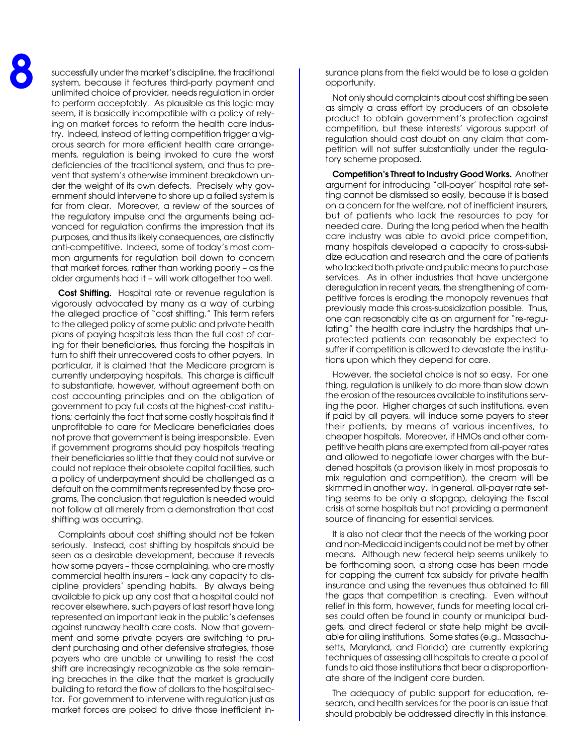successfully under the market's discipline, the traditional system, because it features third-party payment and unlimited choice of provider, needs regulation in order to perform acceptably. As plausible as this logic may seem, it is basically incompatible with a policy of relying on market forces to reform the health care industry. Indeed, instead of letting competition trigger a vigorous search for more efficient health care arrangements, regulation is being invoked to cure the worst deficiencies of the traditional system, and thus to prevent that system's otherwise imminent breakdown under the weight of its own defects. Precisely why government should intervene to shore up a failed system is far from clear. Moreover, a review of the sources of the regulatory impulse and the arguments being advanced for regulation confirms the impression that its purposes, and thus its likely consequences, are distinctly anti-competitive. Indeed, some of today's most common arguments for regulation boil down to concern that market forces, rather than working poorly – as the older arguments had it – will work altogether too well.

**Cost Shifting.** Hospital rate or revenue regulation is vigorously advocated by many as a way of curbing the alleged practice of "cost shifting." This term refers to the alleged policy of some public and private health plans of paying hospitals less than the full cost of caring for their beneficiaries, thus forcing the hospitals in turn to shift their unrecovered costs to other payers. In particular, it is claimed that the Medicare program is currently underpaying hospitals. This charge is difficult to substantiate, however, without agreement both on cost accounting principles and on the obligation of government to pay full costs at the highest-cost institutions; certainly the fact that some costly hospitals find it unprofitable to care for Medicare beneficiaries does not prove that government is being irresponsible. Even if government programs should pay hospitals treating their beneficiaries so little that they could not survive or could not replace their obsolete capital facilities, such a policy of underpayment should be challenged as a default on the commitments represented by those programs, The conclusion that regulation is needed would not follow at all merely from a demonstration that cost shifting was occurring.

Complaints about cost shifting should not be taken seriously. Instead, cost shifting by hospitals should be seen as a desirable development, because it reveals how some payers – those complaining, who are mostly commercial health insurers – lack any capacity to discipline providers' spending habits. By always being available to pick up any cost that a hospital could not recover elsewhere, such payers of last resort have long represented an important leak in the public's defenses against runaway health care costs. Now that government and some private payers are switching to prudent purchasing and other defensive strategies, those payers who are unable or unwilling to resist the cost shift are increasingly recognizable as the sole remaining breaches in the dike that the market is gradually building to retard the flow of dollars to the hospital sector. For government to intervene with regulation just as market forces are poised to drive those inefficient insurance plans from the field would be to lose a golden opportunity.

Not only should complaints about cost shifting be seen as simply a crass effort by producers of an obsolete product to obtain government's protection against competition, but these interests' vigorous support of regulation should cast doubt on any claim that competition will not suffer substantially under the regulatory scheme proposed.

**Competition's Threat to Industry Good Works.** Another argument for introducing "all-payer' hospital rate setting cannot be dismissed so easily, because it is based on a concern for the welfare, not of inefficient insurers, but of patients who lack the resources to pay for needed care. During the long period when the health care industry was able to avoid price competition, many hospitals developed a capacity to cross-subsidize education and research and the care of patients who lacked both private and public means to purchase services. As in other industries that have undergone deregulation in recent years, the strengthening of competitive forces is eroding the monopoly revenues that previously made this cross-subsidization possible. Thus, one can reasonably cite as an argument for "re-regulating" the health care industry the hardships that unprotected patients can reasonably be expected to suffer if competition is allowed to devastate the institutions upon which they depend for care.

However, the societal choice is not so easy. For one thing, regulation is unlikely to do more than slow down the erosion of the resources available to institutions serving the poor. Higher charges at such institutions, even if paid by all payers, will induce some payers to steer their patients, by means of various incentives, to cheaper hospitals. Moreover, if HMOs and other competitive health plans are exempted from all-payer rates and allowed to negotiate lower charges with the burdened hospitals (a provision likely in most proposals to mix regulation and competition), the cream will be skimmed in another way. In general, all-payer rate setting seems to be only a stopgap, delaying the fiscal crisis at some hospitals but not providing a permanent source of financing for essential services.

It is also not clear that the needs of the working poor and non-Medicaid indigents could not be met by other means. Although new federal help seems unlikely to be forthcoming soon, a strong case has been made for capping the current tax subsidy for private health insurance and using the revenues thus obtained to fill the gaps that competition is creating. Even without relief in this form, however, funds for meeting local crises could often be found in county or municipal budgets, and direct federal or state help might be available for ailing institutions. Some states (e.g., Massachusetts, Maryland, and Florida) are currently exploring techniques of assessing all hospitals to create a pool of funds to aid those institutions that bear a disproportionate share of the indigent care burden.

The adequacy of public support for education, research, and health services for the poor is an issue that should probably be addressed directly in this instance.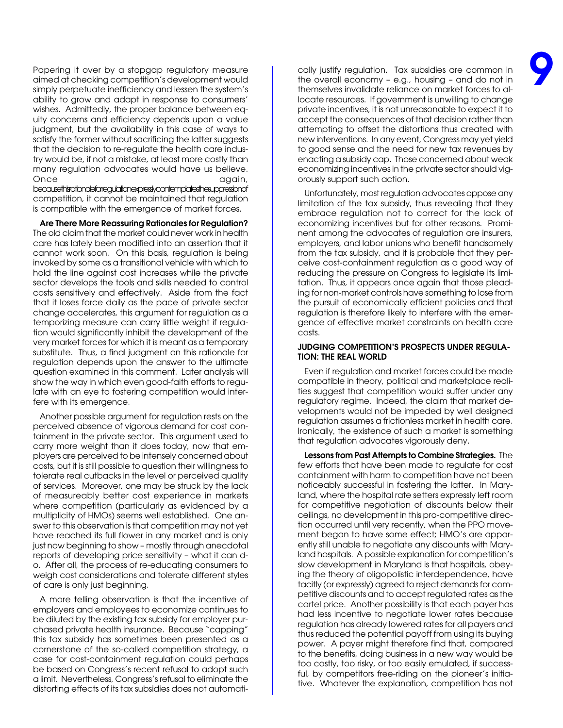Papering it over by a stopgap regulatory measure aimed at checking competition's development would simply perpetuate inefficiency and lessen the system's ability to grow and adapt in response to consumers' wishes. Admittedly, the proper balance between equity concerns and efficiency depends upon a value judgment, but the availability in this case of ways to satisfy the former without sacrificing the latter suggests that the decision to re-regulate the health care industry would be, if not a mistake, at least more costly than many regulation advocates would have us believe. Once again, because this rationale for regulation expressly contemplates the suppression of competition, it cannot be maintained that regulation is compatible with the emergence of market forces.

**Are There More Reassuring Rationales for Regulation?** The old claim that the market could never work in health care has lately been modified into an assertion that it cannot work soon. On this basis, regulation is being invoked by some as a transitional vehicle with which to hold the line against cost increases while the private sector develops the tools and skills needed to control costs sensitively and effectively. Aside from the fact that it loses force daily as the pace of private sector change accelerates, this argument for regulation as a temporizing measure can carry little weight if regulation would significantly inhibit the development of the very market forces for which it is meant as a temporary substitute. Thus, a final judgment on this rationale for regulation depends upon the answer to the ultimate question examined in this comment. Later analysis will show the way in which even good-faith efforts to regulate with an eye to fostering competition would interfere with its emergence.

Another possible argument for regulation rests on the perceived absence of vigorous demand for cost containment in the private sector. This argument used to carry more weight than it does today, now that employers are perceived to be intensely concerned about costs, but it is still possible to question their willingness to tolerate real cutbacks in the level or perceived quality of services. Moreover, one may be struck by the lack of measureably better cost experience in markets where competition (particularly as evidenced by a multiplicity of HMOs) seems well established. One answer to this observation is that competition may not yet have reached its full flower in any market and is only just now beginning to show – mostly through anecdotal reports of developing price sensitivity – what it can do. After all, the process of re-educating consumers to weigh cost considerations and tolerate different styles of care is only just beginning.

A more telling observation is that the incentive of employers and employees to economize continues to be diluted by the existing tax subsidy for employer purchased private health insurance. Because "capping" this tax subsidy has sometimes been presented as a cornerstone of the so-called competition strategy, a case for cost-containment regulation could perhaps be based on Congress's recent refusal to adopt such a limit. Nevertheless, Congress's refusal to eliminate the distorting effects of its tax subsidies does not automatically justify regulation. Tax subsidies are common in the overall economy – e.g., housing – and do not in themselves invalidate reliance on market forces to allocate resources. If government is unwilling to change private incentives, it is not unreasonable to expect it to accept the consequences of that decision rather than attempting to offset the distortions thus created with new interventions. In any event, Congress may yet yield to good sense and the need for new tax revenues by enacting a subsidy cap. Those concerned about weak economizing incentives in the private sector should vigorously support such action.

Unfortunately, most regulation advocates oppose any limitation of the tax subsidy, thus revealing that they embrace regulation not to correct for the lack of economizing incentives but for other reasons. Prominent among the advocates of regulation are insurers, employers, and labor unions who benefit handsomely from the tax subsidy, and it is probable that they perceive cost-containment regulation as a good way of reducing the pressure on Congress to legislate its limitation. Thus, it appears once again that those pleading for non-market controls have something to lose from the pursuit of economically efficient policies and that regulation is therefore likely to interfere with the emergence of effective market constraints on health care costs.

#### JUDGING COMPETITION'S PROSPECTS UNDER REGULATION: THE REAL WORLD

Even if regulation and market forces could be made compatible in theory, political and marketplace realities suggest that competition would suffer under any regulatory regime. Indeed, the claim that market developments would not be impeded by well designed regulation assumes a frictionless market in health care. Ironically, the existence of such a market is something that regulation advocates vigorously deny.

**Lessons from Past Attempts to Combine Strategies.** The few efforts that have been made to regulate for cost containment with harm to competition have not been noticeably successful in fostering the latter. In Maryland, where the hospital rate setters expressly left room for competitive negotiation of discounts below their ceilings, no development in this pro-competitive direction occurred until very recently, when the PPO movement began to have some effect; HMO's are apparently still unable to negotiate any discounts with Maryland hospitals. A possible explanation for competition's slow development in Maryland is that hospitals, obeying the theory of oligopolistic interdependence, have tacitly (or expressly) agreed to reject demands for competitive discounts and to accept regulated rates as the cartel price. Another possibility is that each payer has had less incentive to negotiate lower rates because regulation has already lowered rates for all payers and thus reduced the potential payoff from using its buying power. A payer might therefore find that, compared to the benefits, doing business in a new way would be too costly, too risky, or too easily emulated, if successful, by competitors free-riding on the pioneer's initiative. Whatever the explanation, competition has not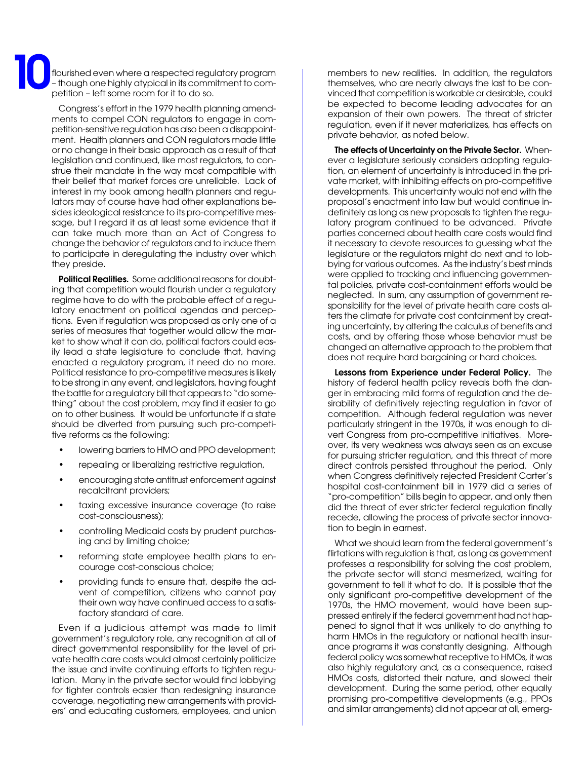flourished even where a respected regulatory program – though one highly atypical in its commitment to competition – left some room for it to do so.

Congress's effort in the 1979 health planning amendments to compel CON regulators to engage in competition-sensitive regulation has also been a disappointment. Health planners and CON regulators made little or no change in their basic approach as a result of that legislation and continued, like most regulators, to construe their mandate in the way most compatible with their belief that market forces are unreliable. Lack of interest in my book among health planners and regulators may of course have had other explanations besides ideological resistance to its pro-competitive message, but I regard it as at least some evidence that it can take much more than an Act of Congress to change the behavior of regulators and to induce them to participate in deregulating the industry over which they preside.

**Political Realities.** Some additional reasons for doubting that competition would flourish under a regulatory regime have to do with the probable effect of a regulatory enactment on political agendas and perceptions. Even if regulation was proposed as only one of a series of measures that together would allow the market to show what it can do, political factors could easily lead a state legislature to conclude that, having enacted a regulatory program, it need do no more. Political resistance to pro-competitive measures is likely to be strong in any event, and legislators, having fought the battle for a regulatory bill that appears to "do something" about the cost problem, may find it easier to go on to other business. It would be unfortunate if a state should be diverted from pursuing such pro-competitive reforms as the following:

- lowering barriers to HMO and PPO development;
- repealing or liberalizing restrictive regulation,
- encouraging state antitrust enforcement against recalcitrant providers;
- taxing excessive insurance coverage (to raise cost-consciousness);
- controlling Medicaid costs by prudent purchasing and by limiting choice;
- reforming state employee health plans to encourage cost-conscious choice;
- providing funds to ensure that, despite the advent of competition, citizens who cannot pay their own way have continued access to a satisfactory standard of care.

Even if a judicious attempt was made to limit government's regulatory role, any recognition at all of direct governmental responsibility for the level of private health care costs would almost certainly politicize the issue and invite continuing efforts to tighten regulation. Many in the private sector would find lobbying for tighter controls easier than redesigning insurance coverage, negotiating new arrangements with providers' and educating customers, employees, and union members to new realities. In addition, the regulators themselves, who are nearly always the last to be convinced that competition is workable or desirable, could be expected to become leading advocates for an expansion of their own powers. The threat of stricter regulation, even if it never materializes, has effects on private behavior, as noted below.

**The effects of Uncertainty on the Private Sector.** Whenever a legislature seriously considers adopting regulation, an element of uncertainty is introduced in the private market, with inhibiting effects on pro-competitive developments. This uncertainty would not end with the proposal's enactment into law but would continue indefinitely as long as new proposals to tighten the regulatory program continued to be advanced. Private parties concerned about health care costs would find it necessary to devote resources to guessing what the legislature or the regulators might do next and to lobbying for various outcomes. As the industry's best minds were applied to tracking and influencing governmental policies, private cost-containment efforts would be neglected. In sum, any assumption of government responsibility for the level of private health care costs alters the climate for private cost containment by creating uncertainty, by altering the calculus of benefits and costs, and by offering those whose behavior must be changed an alternative approach to the problem that does not require hard bargaining or hard choices.

**Lessons from Experience under Federal Policy.** The history of federal health policy reveals both the danger in embracing mild forms of regulation and the desirability of definitively rejecting regulation in favor of competition. Although federal regulation was never particularly stringent in the 1970s, it was enough to divert Congress from pro-competitive initiatives. Moreover, its very weakness was always seen as an excuse for pursuing stricter regulation, and this threat of more direct controls persisted throughout the period. Only when Congress definitively rejected President Carter's hospital cost-containment bill in 1979 did a series of "pro-competition" bills begin to appear, and only then did the threat of ever stricter federal regulation finally recede, allowing the process of private sector innovation to begin in earnest.

What we should learn from the federal government's flirtations with regulation is that, as long as government professes a responsibility for solving the cost problem, the private sector will stand mesmerized, waiting for government to tell it what to do. It is possible that the only significant pro-competitive development of the 1970s, the HMO movement, would have been suppressed entirely if the federal government had not happened to signal that it was unlikely to do anything to harm HMOs in the regulatory or national health insurance programs it was constantly designing. Although federal policy was somewhat receptive to HMOs, it was also highly regulatory and, as a consequence, raised HMOs costs, distorted their nature, and slowed their development. During the same period, other equally promising pro-competitive developments (e.g., PPOs and similar arrangements) did not appear at all, emerg-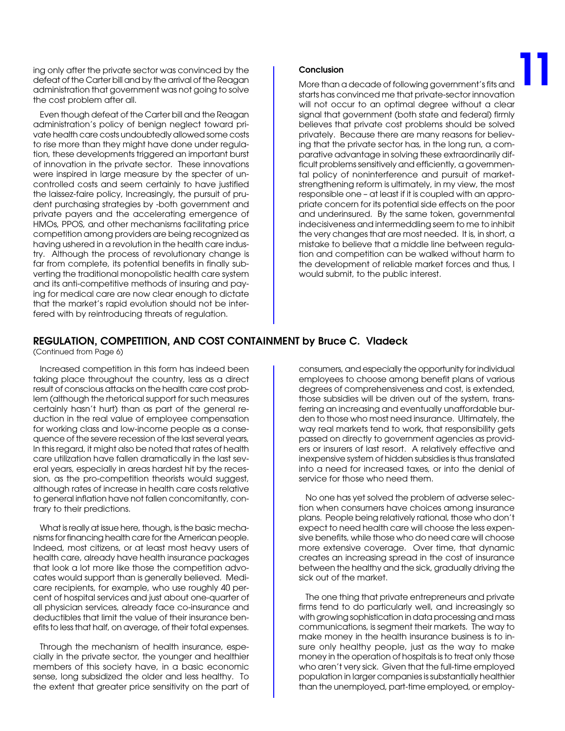ing only after the private sector was convinced by the defeat of the Carter bill and by the arrival of the Reagan administration that government was not going to solve the cost problem after all.

Even though defeat of the Carter bill and the Reagan administration's policy of benign neglect toward private health care costs undoubtedly allowed some costs to rise more than they might have done under regulation, these developments triggered an important burst of innovation in the private sector. These innovations were inspired in large measure by the specter of uncontrolled costs and seem certainly to have justified the laissez-faire policy. Increasingly, the pursuit of prudent purchasing strategies by -both government and private payers and the accelerating emergence of HMOs, PPOS, and other mechanisms facilitating price competition among providers are being recognized as having ushered in a revolution in the health care industry. Although the process of revolutionary change is far from complete, its potential benefits in finally subverting the traditional monopolistic health care system and its anti-competitive methods of insuring and paying for medical care are now clear enough to dictate that the market's rapid evolution should not be interfered with by reintroducing threats of regulation.

### Conclusion

More than a decade of following government's fits and starts has convinced me that private-sector innovation will not occur to an optimal degree without a clear signal that government (both state and federal) firmly believes that private cost problems should be solved privately. Because there are many reasons for believing that the private sector has, in the long run, a comparative advantage in solving these extraordinarily difficult problems sensitively and efficiently, a governmental policy of noninterference and pursuit of market-strengthening reform is ultimately, in my view, the most responsible one – at least if it is coupled with an appropriate concern for its potential side effects on the poor and underinsured. By the same token, governmental indecisiveness and intermeddling seem to me to inhibit the very changes that are most needed. It is, in short, a mistake to believe that a middle line between regulation and competition can be walked without harm to the development of reliable market forces and thus, I would submit, to the public interest.

## REGULATION, COMPETITION, AND COST CONTAINMENT by Bruce C. Vladeck

(Continued from Page 6)

Increased competition in this form has indeed been taking place throughout the country, less as a direct result of conscious attacks on the health care cost problem (although the rhetorical support for such measures certainly hasn't hurt) than as part of the general reduction in the real value of employee compensation for working class and low-income people as a consequence of the severe recession of the last several years. In this regard, it might also be noted that rates of health care utilization have fallen dramatically in the last several years, especially in areas hardest hit by the recession, as the pro-competition theorists would suggest, although rates of increase in health care costs relative to general inflation have not fallen concomitantly, contrary to their predictions.

What is really at issue here, though, is the basic mechanisms for financing health care for the American people. Indeed, most citizens, or at least most heavy users of health care, already have health insurance packages that look a lot more like those the competition advocates would support than is generally believed. Medicare recipients, for example, who use roughly 40 percent of hospital services and just about one-quarter of all physician services, already face co-insurance and deductibles that limit the value of their insurance benefits to less that half, on average, of their total expenses.

Through the mechanism of health insurance, especially in the private sector, the younger and healthier members of this society have, in a basic economic sense, long subsidized the older and less healthy. To the extent that greater price sensitivity on the part of consumers, and especially the opportunity for individual employees to choose among benefit plans of various degrees of comprehensiveness and cost, is extended, those subsidies will be driven out of the system, transferring an increasing and eventually unaffordable burden to those who most need insurance. Ultimately, the way real markets tend to work, that responsibility gets passed on directly to government agencies as providers or insurers of last resort. A relatively effective and inexpensive system of hidden subsidies is thus translated into a need for increased taxes, or into the denial of service for those who need them.

No one has yet solved the problem of adverse selection when consumers have choices among insurance plans. People being relatively rational, those who don't expect to need health care will choose the less expensive benefits, while those who do need care will choose more extensive coverage. Over time, that dynamic creates an increasing spread in the cost of insurance between the healthy and the sick, gradually driving the sick out of the market.

The one thing that private entrepreneurs and private firms tend to do particularly well, and increasingly so with growing sophistication in data processing and mass communications, is segment their markets. The way to make money in the health insurance business is to insure only healthy people, just as the way to make money in the operation of hospitals is to treat only those who aren't very sick. Given that the full-time employed population in larger companies is substantially healthier than the unemployed, part-time employed, or employ-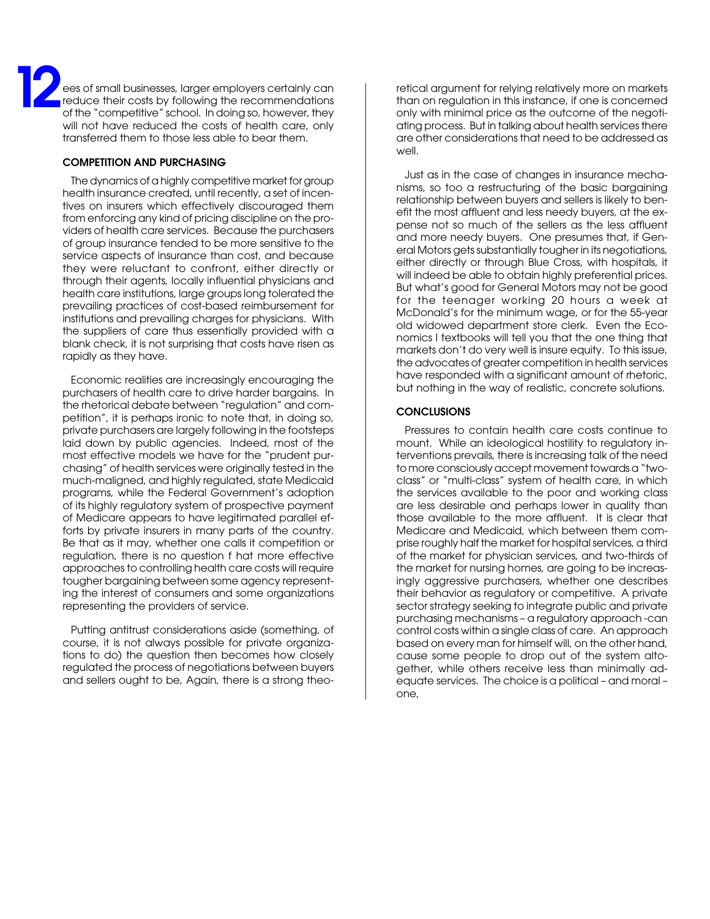ees of small businesses, larger employers certainly can reduce their costs by following the recommendations of the "competitive" school. In doing so, however, they will not have reduced the costs of health care, only transferred them to those less able to bear them.

### COMPETITION AND PURCHASING

The dynamics of a highly competitive market for group health insurance created, until recently, a set of incentives on insurers which effectively discouraged them from enforcing any kind of pricing discipline on the providers of health care services. Because the purchasers of group insurance tended to be more sensitive to the service aspects of insurance than cost, and because they were reluctant to confront, either directly or through their agents, locally influential physicians and health care institutions, large groups long tolerated the prevailing practices of cost-based reimbursement for institutions and prevailing charges for physicians. With the suppliers of care thus essentially provided with a blank check, it is not surprising that costs have risen as rapidly as they have.

Economic realities are increasingly encouraging the purchasers of health care to drive harder bargains. In the rhetorical debate between "regulation" and competition", it is perhaps ironic to note that, in doing so, private purchasers are largely following in the footsteps laid down by public agencies. Indeed, most of the most effective models we have for the "prudent purchasing" of health services were originally tested in the much-maligned, and highly regulated, state Medicaid programs, while the Federal Government's adoption of its highly regulatory system of prospective payment of Medicare appears to have legitimated parallel efforts by private insurers in many parts of the country. Be that as it may, whether one calls it competition or regulation, there is no question f hat more effective approaches to controlling health care costs will require tougher bargaining between some agency representing the interest of consumers and some organizations representing the providers of service.

Putting antitrust considerations aside (something, of course, it is not always possible for private organizations to do) the question then becomes how closely regulated the process of negotiations between buyers and sellers ought to be, Again, there is a strong theoretical argument for relying relatively more on markets than on regulation in this instance, if one is concerned only with minimal price as the outcome of the negotiating process. But in talking about health services there are other considerations that need to be addressed as well.

Just as in the case of changes in insurance mechanisms, so too a restructuring of the basic bargaining relationship between buyers and sellers is likely to benefit the most affluent and less needy buyers, at the expense not so much of the sellers as the less affluent and more needy buyers. One presumes that, if General Motors gets substantially tougher in its negotiations, either directly or through Blue Cross, with hospitals, it will indeed be able to obtain highly preferential prices. But what's good for General Motors may not be good for the teenager working 20 hours a week at McDonald's for the minimum wage, or for the 55-year old widowed department store clerk. Even the Economics I textbooks will tell you that the one thing that markets don't do very well is insure equity. To this issue, the advocates of greater competition in health services have responded with a significant amount of rhetoric, but nothing in the way of realistic, concrete solutions.

### CONCLUSIONS

Pressures to contain health care costs continue to mount. While an ideological hostility to regulatory interventions prevails, there is increasing talk of the need to more consciously accept movement towards a "two-class" or "multi-class" system of health care, in which the services available to the poor and working class are less desirable and perhaps lower in quality than those available to the more affluent. It is clear that Medicare and Medicaid, which between them comprise roughly half the market for hospital services, a third of the market for physician services, and two-thirds of the market for nursing homes, are going to be increasingly aggressive purchasers, whether one describes their behavior as regulatory or competitive. A private sector strategy seeking to integrate public and private purchasing mechanisms – a regulatory approach -can control costs within a single class of care. An approach based on every man for himself will, on the other hand, cause some people to drop out of the system altogether, while others receive less than minimally adequate services. The choice is a political – and moral – one,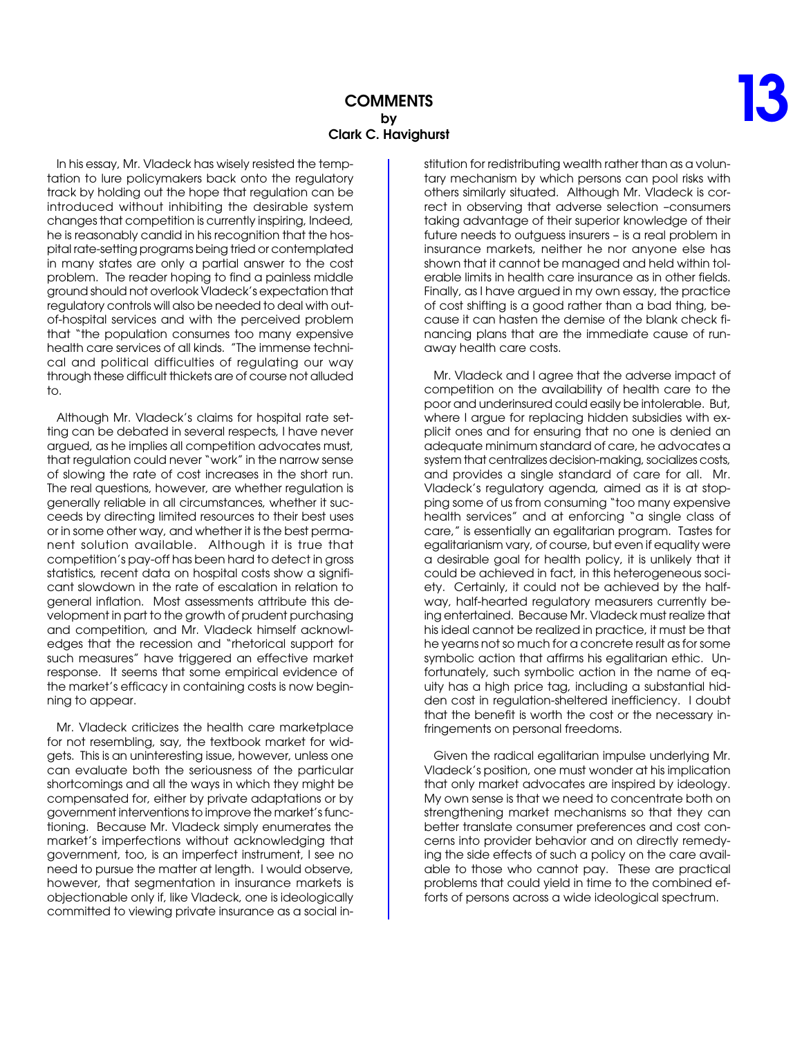## COMMENTS
### by
### Clark C. Havighurst

In his essay, Mr. Vladeck has wisely resisted the temptation to lure policymakers back onto the regulatory track by holding out the hope that regulation can be introduced without inhibiting the desirable system changes that competition is currently inspiring, Indeed, he is reasonably candid in his recognition that the hospital rate-setting programs being tried or contemplated in many states are only a partial answer to the cost problem. The reader hoping to find a painless middle ground should not overlook Vladeck's expectation that regulatory controls will also be needed to deal with out-of-hospital services and with the perceived problem that "the population consumes too many expensive health care services of all kinds. "The immense technical and political difficulties of regulating our way through these difficult thickets are of course not alluded to.

Although Mr. Vladeck's claims for hospital rate setting can be debated in several respects, I have never argued, as he implies all competition advocates must, that regulation could never "work" in the narrow sense of slowing the rate of cost increases in the short run. The real questions, however, are whether regulation is generally reliable in all circumstances, whether it succeeds by directing limited resources to their best uses or in some other way, and whether it is the best permanent solution available. Although it is true that competition's pay-off has been hard to detect in gross statistics, recent data on hospital costs show a significant slowdown in the rate of escalation in relation to general inflation. Most assessments attribute this development in part to the growth of prudent purchasing and competition, and Mr. Vladeck himself acknowledges that the recession and "rhetorical support for such measures" have triggered an effective market response. It seems that some empirical evidence of the market's efficacy in containing costs is now beginning to appear.

Mr. Vladeck criticizes the health care marketplace for not resembling, say, the textbook market for widgets. This is an uninteresting issue, however, unless one can evaluate both the seriousness of the particular shortcomings and all the ways in which they might be compensated for, either by private adaptations or by government interventions to improve the market's functioning. Because Mr. Vladeck simply enumerates the market's imperfections without acknowledging that government, too, is an imperfect instrument, I see no need to pursue the matter at length. I would observe, however, that segmentation in insurance markets is objectionable only if, like Vladeck, one is ideologically committed to viewing private insurance as a social institution for redistributing wealth rather than as a voluntary mechanism by which persons can pool risks with others similarly situated. Although Mr. Vladeck is correct in observing that adverse selection –consumers taking advantage of their superior knowledge of their future needs to outguess insurers – is a real problem in insurance markets, neither he nor anyone else has shown that it cannot be managed and held within tolerable limits in health care insurance as in other fields. Finally, as I have argued in my own essay, the practice of cost shifting is a good rather than a bad thing, because it can hasten the demise of the blank check financing plans that are the immediate cause of runaway health care costs.

Mr. Vladeck and I agree that the adverse impact of competition on the availability of health care to the poor and underinsured could easily be intolerable. But, where I argue for replacing hidden subsidies with explicit ones and for ensuring that no one is denied an adequate minimum standard of care, he advocates a system that centralizes decision-making, socializes costs, and provides a single standard of care for all. Mr. Vladeck's regulatory agenda, aimed as it is at stopping some of us from consuming "too many expensive health services" and at enforcing "a single class of care," is essentially an egalitarian program. Tastes for egalitarianism vary, of course, but even if equality were a desirable goal for health policy, it is unlikely that it could be achieved in fact, in this heterogeneous society. Certainly, it could not be achieved by the half-way, half-hearted regulatory measurers currently being entertained. Because Mr. Vladeck must realize that his ideal cannot be realized in practice, it must be that he yearns not so much for a concrete result as for some symbolic action that affirms his egalitarian ethic. Unfortunately, such symbolic action in the name of equity has a high price tag, including a substantial hidden cost in regulation-sheltered inefficiency. I doubt that the benefit is worth the cost or the necessary infringements on personal freedoms.

Given the radical egalitarian impulse underlying Mr. Vladeck's position, one must wonder at his implication that only market advocates are inspired by ideology. My own sense is that we need to concentrate both on strengthening market mechanisms so that they can better translate consumer preferences and cost concerns into provider behavior and on directly remedying the side effects of such a policy on the care available to those who cannot pay. These are practical problems that could yield in time to the combined efforts of persons across a wide ideological spectrum.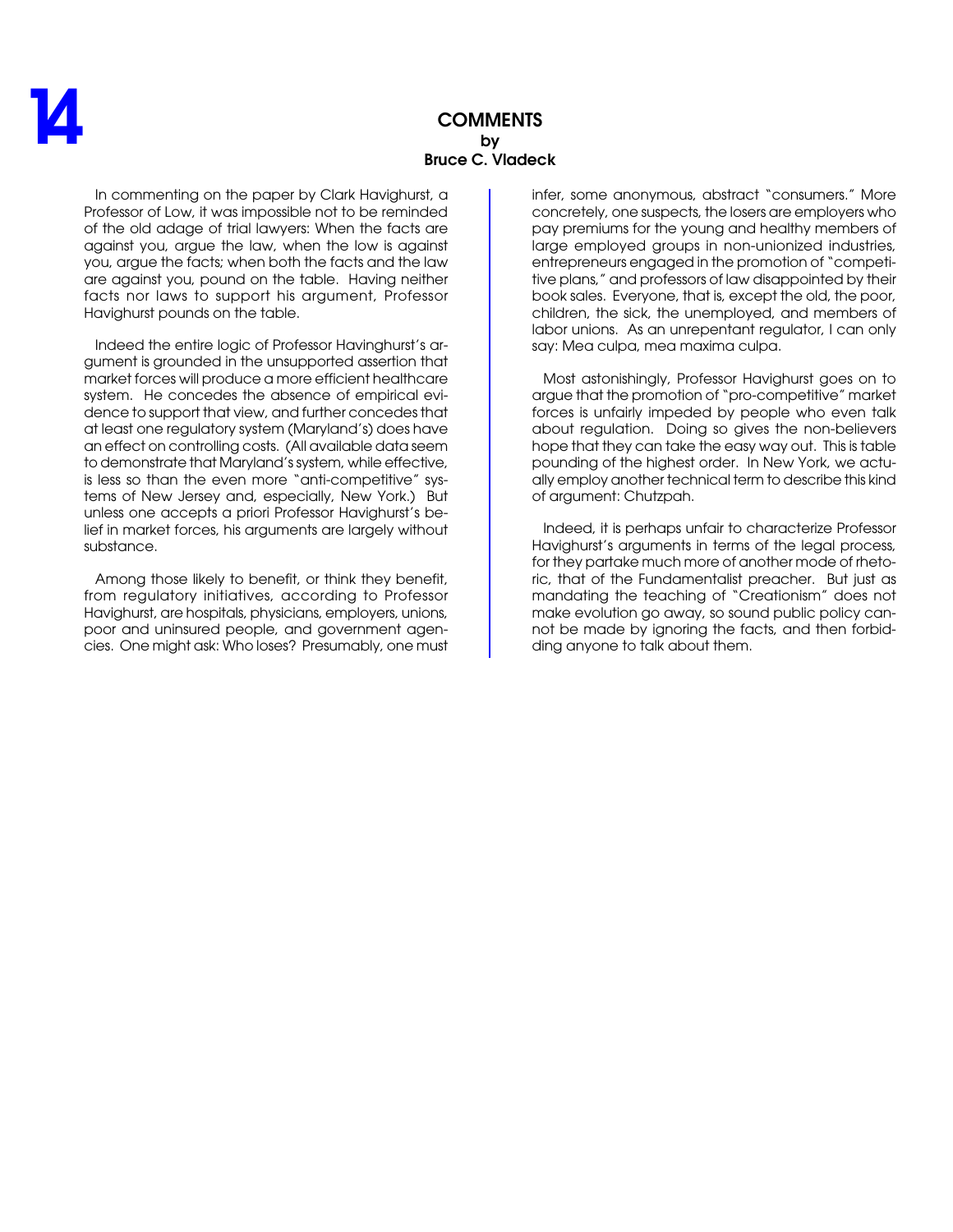# 14

## COMMENTS
### by
### Bruce C. Vladeck

In commenting on the paper by Clark Havighurst, a Professor of Low, it was impossible not to be reminded of the old adage of trial lawyers: When the facts are against you, argue the law, when the low is against you, argue the facts; when both the facts and the law are against you, pound on the table. Having neither facts nor laws to support his argument, Professor Havighurst pounds on the table.

Indeed the entire logic of Professor Havinghurst's argument is grounded in the unsupported assertion that market forces will produce a more efficient healthcare system. He concedes the absence of empirical evidence to support that view, and further concedes that at least one regulatory system (Maryland's) does have an effect on controlling costs. (All available data seem to demonstrate that Maryland's system, while effective, is less so than the even more "anti-competitive" systems of New Jersey and, especially, New York.) But unless one accepts a priori Professor Havighurst's belief in market forces, his arguments are largely without substance.

Among those likely to benefit, or think they benefit, from regulatory initiatives, according to Professor Havighurst, are hospitals, physicians, employers, unions, poor and uninsured people, and government agencies. One might ask: Who loses? Presumably, one must infer, some anonymous, abstract "consumers." More concretely, one suspects, the losers are employers who pay premiums for the young and healthy members of large employed groups in non-unionized industries, entrepreneurs engaged in the promotion of "competitive plans," and professors of law disappointed by their book sales. Everyone, that is, except the old, the poor, children, the sick, the unemployed, and members of labor unions. As an unrepentant regulator, I can only say: Mea culpa, mea maxima culpa.

Most astonishingly, Professor Havighurst goes on to argue that the promotion of "pro-competitive" market forces is unfairly impeded by people who even talk about regulation. Doing so gives the non-believers hope that they can take the easy way out. This is table pounding of the highest order. In New York, we actually employ another technical term to describe this kind of argument: Chutzpah.

Indeed, it is perhaps unfair to characterize Professor Havighurst's arguments in terms of the legal process, for they partake much more of another mode of rhetoric, that of the Fundamentalist preacher. But just as mandating the teaching of "Creationism" does not make evolution go away, so sound public policy cannot be made by ignoring the facts, and then forbidding anyone to talk about them.